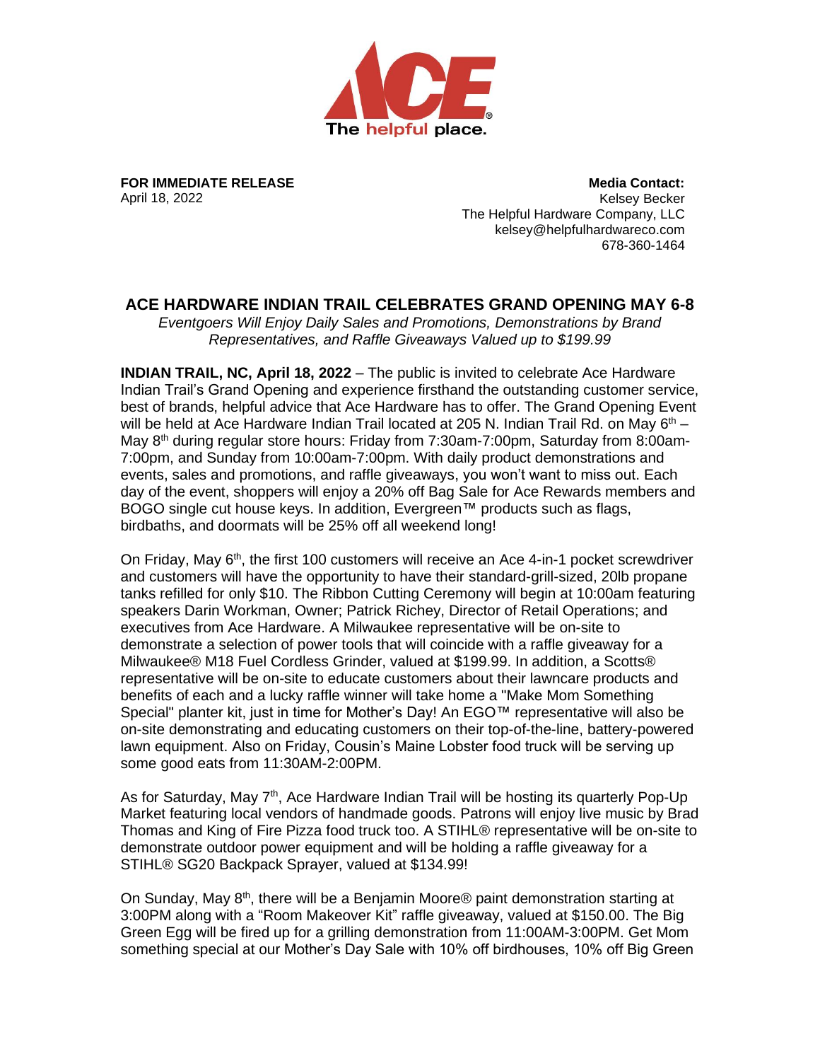**FOR IMMEDIATE RELEASE**
April 18, 2022

**Media Contact:**
Kelsey Becker
The Helpful Hardware Company, LLC
kelsey@helpfulhardwareco.com
678-360-1464

# ACE HARDWARE INDIAN TRAIL CELEBRATES GRAND OPENING MAY 6-8

*Eventgoers Will Enjoy Daily Sales and Promotions, Demonstrations by Brand Representatives, and Raffle Giveaways Valued up to $199.99*

**INDIAN TRAIL, NC, April 18, 2022** – The public is invited to celebrate Ace Hardware Indian Trail's Grand Opening and experience firsthand the outstanding customer service, best of brands, helpful advice that Ace Hardware has to offer. The Grand Opening Event will be held at Ace Hardware Indian Trail located at 205 N. Indian Trail Rd. on May 6th – May 8th during regular store hours: Friday from 7:30am-7:00pm, Saturday from 8:00am-7:00pm, and Sunday from 10:00am-7:00pm. With daily product demonstrations and events, sales and promotions, and raffle giveaways, you won't want to miss out. Each day of the event, shoppers will enjoy a 20% off Bag Sale for Ace Rewards members and BOGO single cut house keys. In addition, Evergreen™ products such as flags, birdbaths, and doormats will be 25% off all weekend long!

On Friday, May 6th, the first 100 customers will receive an Ace 4-in-1 pocket screwdriver and customers will have the opportunity to have their standard-grill-sized, 20lb propane tanks refilled for only $10. The Ribbon Cutting Ceremony will begin at 10:00am featuring speakers Darin Workman, Owner; Patrick Richey, Director of Retail Operations; and executives from Ace Hardware. A Milwaukee representative will be on-site to demonstrate a selection of power tools that will coincide with a raffle giveaway for a Milwaukee® M18 Fuel Cordless Grinder, valued at $199.99. In addition, a Scotts® representative will be on-site to educate customers about their lawncare products and benefits of each and a lucky raffle winner will take home a "Make Mom Something Special" planter kit, just in time for Mother's Day! An EGO™ representative will also be on-site demonstrating and educating customers on their top-of-the-line, battery-powered lawn equipment. Also on Friday, Cousin's Maine Lobster food truck will be serving up some good eats from 11:30AM-2:00PM.

As for Saturday, May 7th, Ace Hardware Indian Trail will be hosting its quarterly Pop-Up Market featuring local vendors of handmade goods. Patrons will enjoy live music by Brad Thomas and King of Fire Pizza food truck too. A STIHL® representative will be on-site to demonstrate outdoor power equipment and will be holding a raffle giveaway for a STIHL® SG20 Backpack Sprayer, valued at $134.99!

On Sunday, May 8th, there will be a Benjamin Moore® paint demonstration starting at 3:00PM along with a "Room Makeover Kit" raffle giveaway, valued at $150.00. The Big Green Egg will be fired up for a grilling demonstration from 11:00AM-3:00PM. Get Mom something special at our Mother's Day Sale with 10% off birdhouses, 10% off Big Green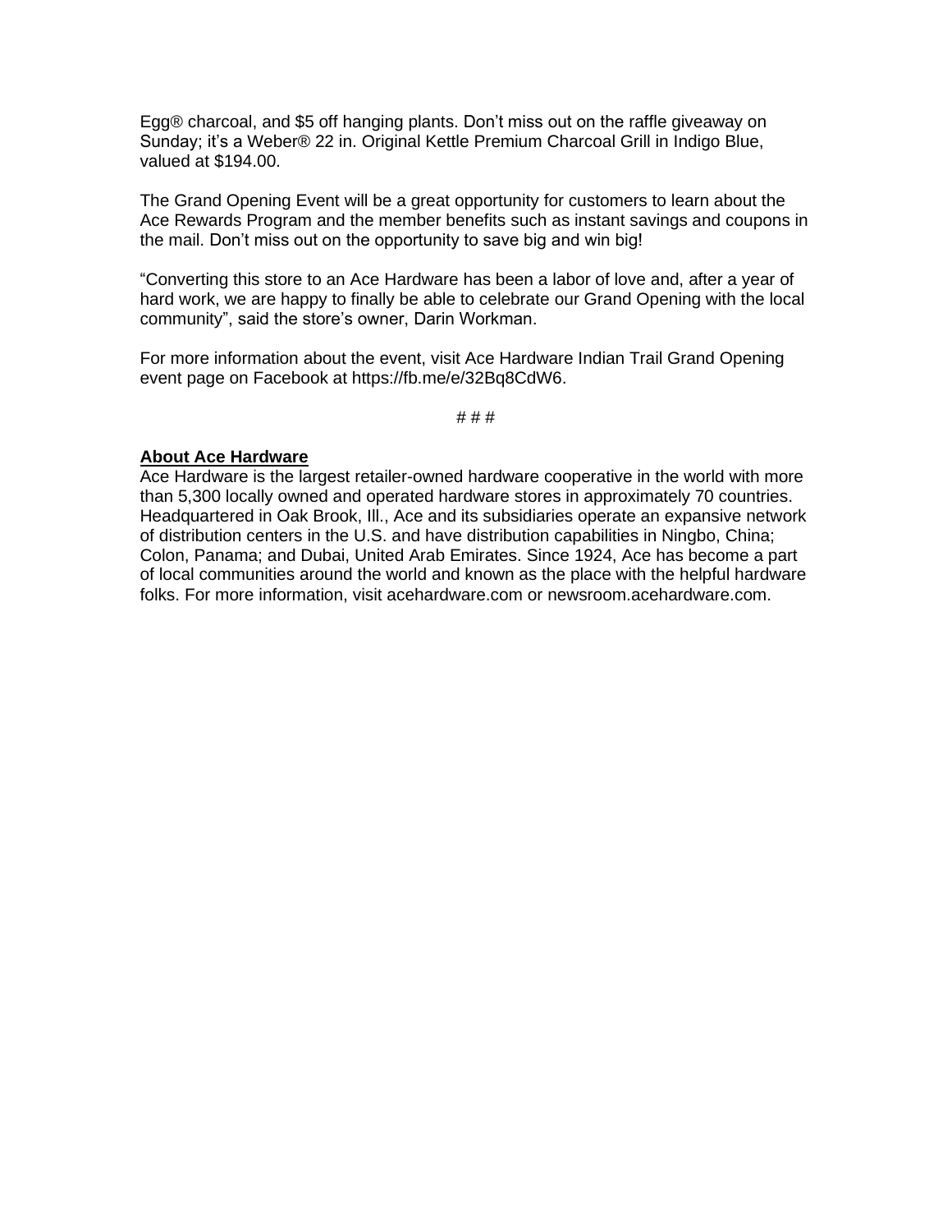Egg® charcoal, and $5 off hanging plants. Don't miss out on the raffle giveaway on Sunday; it's a Weber® 22 in. Original Kettle Premium Charcoal Grill in Indigo Blue, valued at $194.00.

The Grand Opening Event will be a great opportunity for customers to learn about the Ace Rewards Program and the member benefits such as instant savings and coupons in the mail. Don't miss out on the opportunity to save big and win big!

"Converting this store to an Ace Hardware has been a labor of love and, after a year of hard work, we are happy to finally be able to celebrate our Grand Opening with the local community", said the store's owner, Darin Workman.

For more information about the event, visit Ace Hardware Indian Trail Grand Opening event page on Facebook at https://fb.me/e/32Bq8CdW6.

# # #

**About Ace Hardware**

Ace Hardware is the largest retailer-owned hardware cooperative in the world with more than 5,300 locally owned and operated hardware stores in approximately 70 countries. Headquartered in Oak Brook, Ill., Ace and its subsidiaries operate an expansive network of distribution centers in the U.S. and have distribution capabilities in Ningbo, China; Colon, Panama; and Dubai, United Arab Emirates. Since 1924, Ace has become a part of local communities around the world and known as the place with the helpful hardware folks. For more information, visit acehardware.com or newsroom.acehardware.com.